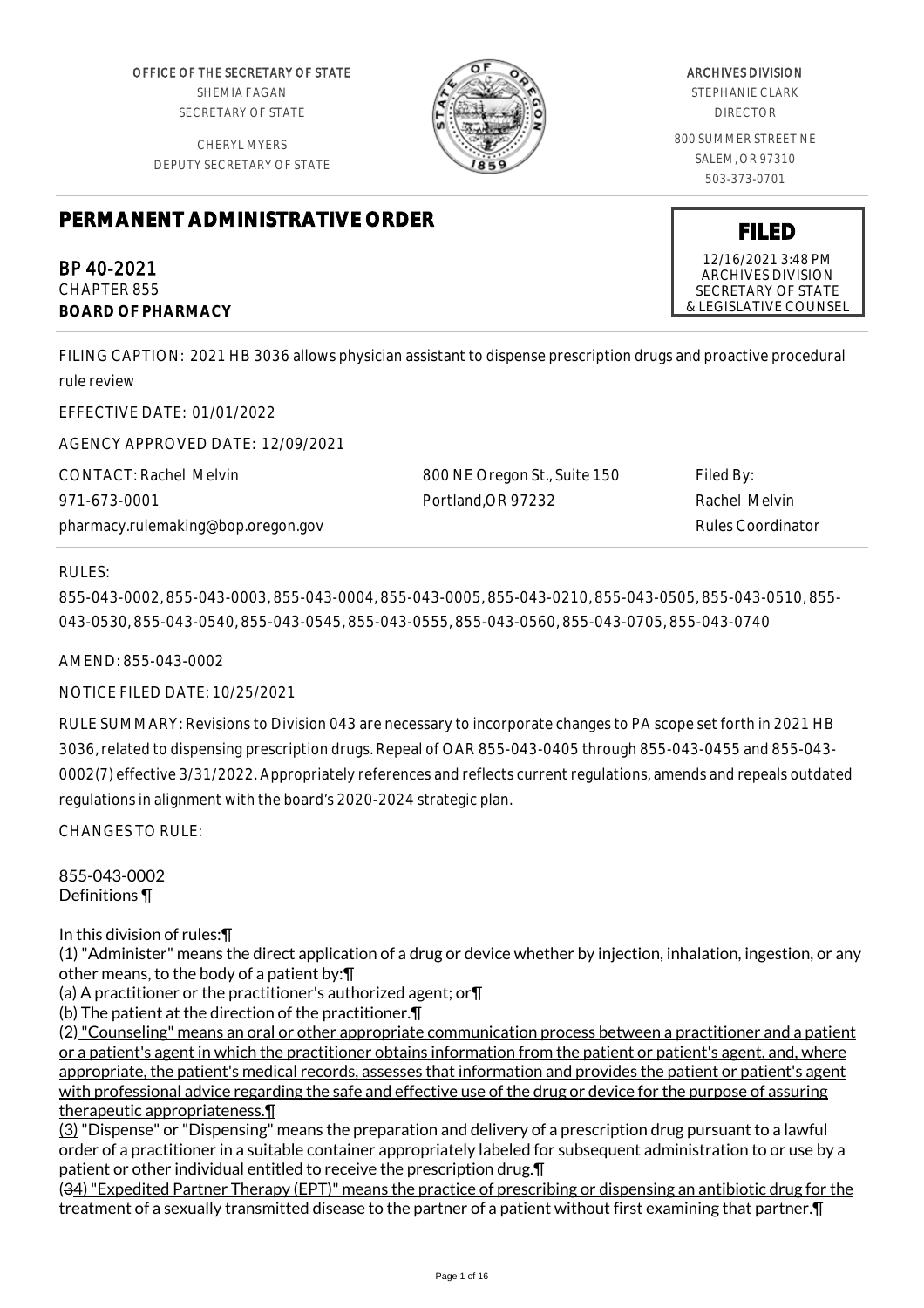OFFICE OF THE SECRETARY OF STATE
SHEMIA FAGAN
SECRETARY OF STATE

CHERYL MYERS
DEPUTY SECRETARY OF STATE

ARCHIVES DIVISION
STEPHANIE CLARK
DIRECTOR

800 SUMMER STREET NE
SALEM, OR 97310
503-373-0701

# PERMANENT ADMINISTRATIVE ORDER

**FILED**
12/16/2021 3:48 PM
ARCHIVES DIVISION
SECRETARY OF STATE
& LEGISLATIVE COUNSEL

BP 40-2021
CHAPTER 855
**BOARD OF PHARMACY**

FILING CAPTION: 2021 HB 3036 allows physician assistant to dispense prescription drugs and proactive procedural rule review

EFFECTIVE DATE: 01/01/2022

AGENCY APPROVED DATE: 12/09/2021

CONTACT: Rachel Melvin
971-673-0001
pharmacy.rulemaking@bop.oregon.gov

800 NE Oregon St., Suite 150
Portland,OR 97232

Filed By:
Rachel Melvin
Rules Coordinator

RULES:

855-043-0002, 855-043-0003, 855-043-0004, 855-043-0005, 855-043-0210, 855-043-0505, 855-043-0510, 855-043-0530, 855-043-0540, 855-043-0545, 855-043-0555, 855-043-0560, 855-043-0705, 855-043-0740

AMEND: 855-043-0002

NOTICE FILED DATE: 10/25/2021

RULE SUMMARY: Revisions to Division 043 are necessary to incorporate changes to PA scope set forth in 2021 HB 3036, related to dispensing prescription drugs. Repeal of OAR 855-043-0405 through 855-043-0455 and 855-043-0002(7) effective 3/31/2022. Appropriately references and reflects current regulations, amends and repeals outdated regulations in alignment with the board's 2020-2024 strategic plan.

CHANGES TO RULE:

855-043-0002
Definitions ¶

In this division of rules:¶
(1) "Administer" means the direct application of a drug or device whether by injection, inhalation, ingestion, or any other means, to the body of a patient by:¶
(a) A practitioner or the practitioner's authorized agent; or¶
(b) The patient at the direction of the practitioner.¶
(2) "Counseling" means an oral or other appropriate communication process between a practitioner and a patient or a patient's agent in which the practitioner obtains information from the patient or patient's agent, and, where appropriate, the patient's medical records, assesses that information and provides the patient or patient's agent with professional advice regarding the safe and effective use of the drug or device for the purpose of assuring therapeutic appropriateness.¶
(3) "Dispense" or "Dispensing" means the preparation and delivery of a prescription drug pursuant to a lawful order of a practitioner in a suitable container appropriately labeled for subsequent administration to or use by a patient or other individual entitled to receive the prescription drug.¶
(34) "Expedited Partner Therapy (EPT)" means the practice of prescribing or dispensing an antibiotic drug for the treatment of a sexually transmitted disease to the partner of a patient without first examining that partner.¶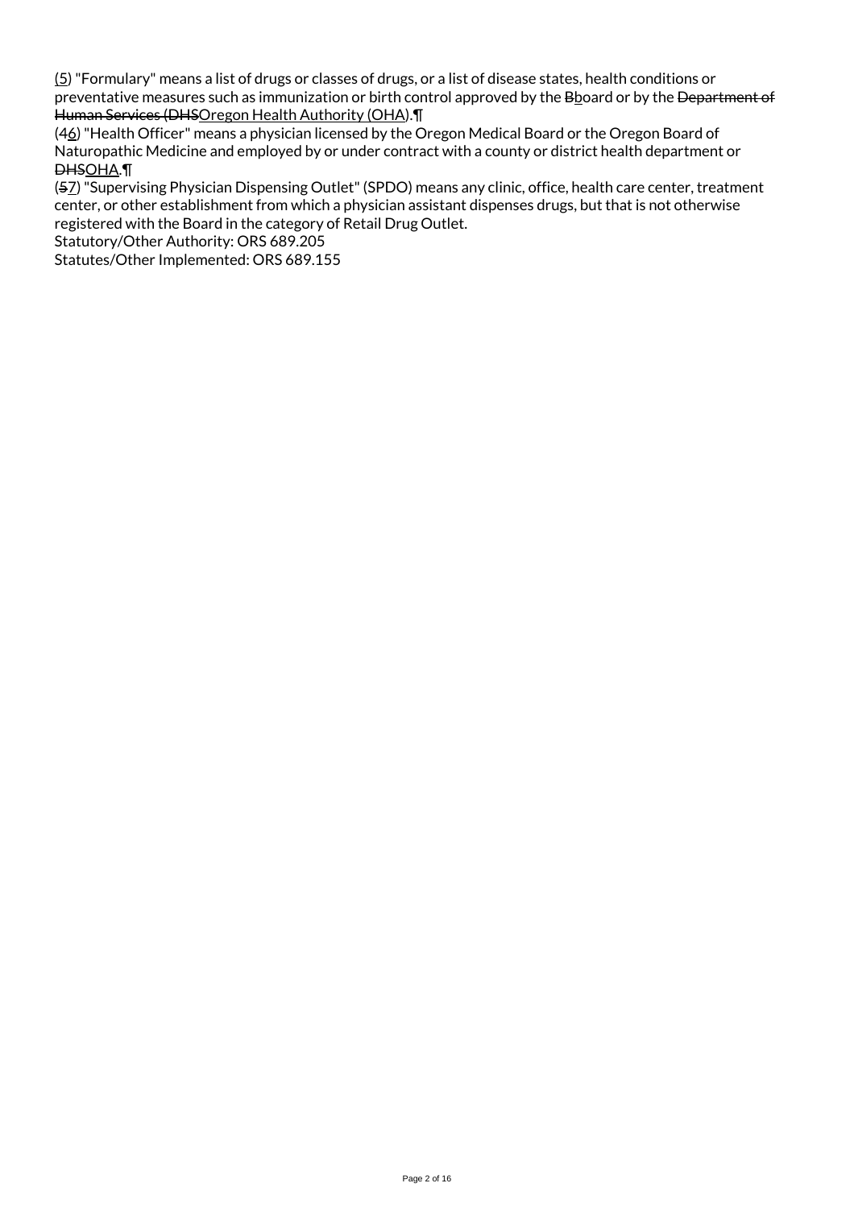(5) "Formulary" means a list of drugs or classes of drugs, or a list of disease states, health conditions or preventative measures such as immunization or birth control approved by the ~~B~~board or by the ~~Department of Human Services (DHS~~Oregon Health Authority (OHA).¶

(~~4~~6) "Health Officer" means a physician licensed by the Oregon Medical Board or the Oregon Board of Naturopathic Medicine and employed by or under contract with a county or district health department or ~~DHS~~OHA.¶

(~~5~~7) "Supervising Physician Dispensing Outlet" (SPDO) means any clinic, office, health care center, treatment center, or other establishment from which a physician assistant dispenses drugs, but that is not otherwise registered with the Board in the category of Retail Drug Outlet.

Statutory/Other Authority: ORS 689.205

Statutes/Other Implemented: ORS 689.155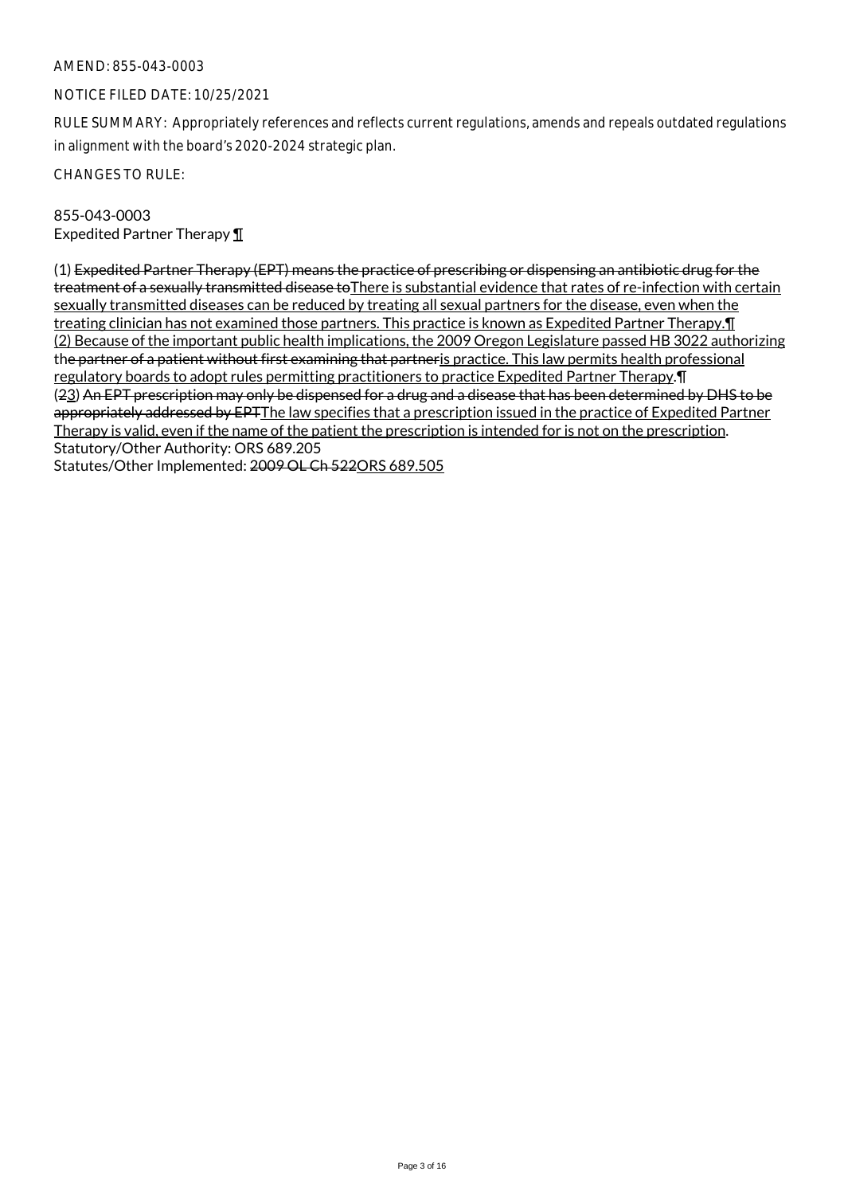AMEND: 855-043-0003

NOTICE FILED DATE: 10/25/2021

RULE SUMMARY: Appropriately references and reflects current regulations, amends and repeals outdated regulations in alignment with the board's 2020-2024 strategic plan.

CHANGES TO RULE:

855-043-0003
Expedited Partner Therapy ¶

(1) ~~Expedited Partner Therapy (EPT) means the practice of prescribing or dispensing an antibiotic drug for the treatment of a sexually transmitted disease to~~<u>There is substantial evidence that rates of re-infection with certain sexually transmitted diseases can be reduced by treating all sexual partners for the disease, even when the treating clinician has not examined those partners. This practice is known as Expedited Partner Therapy.¶</u>
<u>(2) Because of the important public health implications, the 2009 Oregon Legislature passed HB 3022 authorizing</u> th~~e partner of a patient without first examining that partner~~<u>is practice. This law permits health professional regulatory boards to adopt rules permitting practitioners to practice Expedited Partner Therapy</u>.¶
(~~2~~<u>3</u>) ~~An EPT prescription may only be dispensed for a drug and a disease that has been determined by DHS to be appropriately addressed by EPT~~<u>The law specifies that a prescription issued in the practice of Expedited Partner Therapy is valid, even if the name of the patient the prescription is intended for is not on the prescription</u>.
Statutory/Other Authority: ORS 689.205
Statutes/Other Implemented: ~~2009 OL Ch 522~~<u>ORS 689.505</u>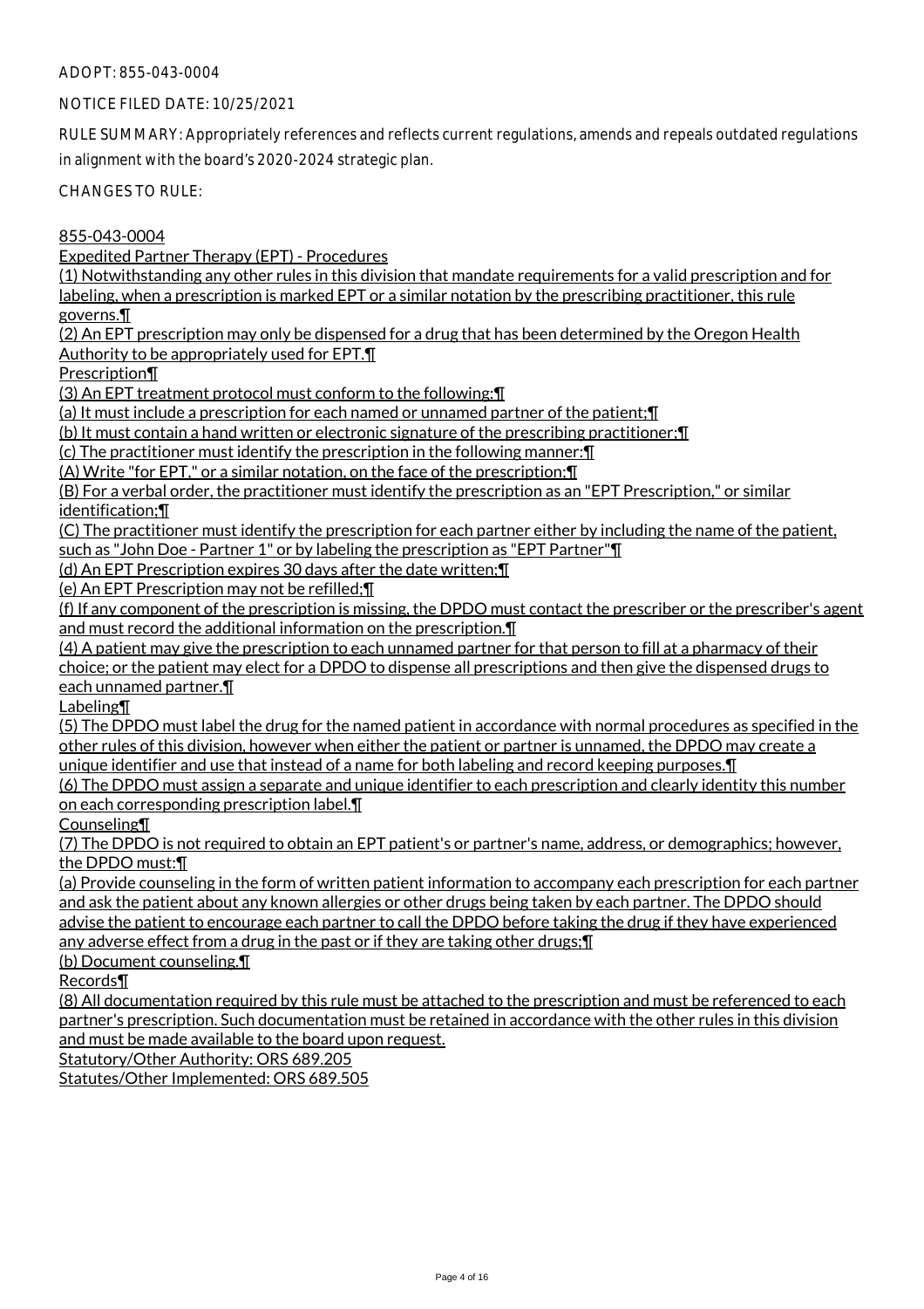ADOPT: 855-043-0004

NOTICE FILED DATE: 10/25/2021

RULE SUMMARY: Appropriately references and reflects current regulations, amends and repeals outdated regulations in alignment with the board's 2020-2024 strategic plan.

CHANGES TO RULE:

855-043-0004

Expedited Partner Therapy (EPT) - Procedures

(1) Notwithstanding any other rules in this division that mandate requirements for a valid prescription and for labeling, when a prescription is marked EPT or a similar notation by the prescribing practitioner, this rule governs.¶

(2) An EPT prescription may only be dispensed for a drug that has been determined by the Oregon Health Authority to be appropriately used for EPT.¶

Prescription¶

(3) An EPT treatment protocol must conform to the following:¶

(a) It must include a prescription for each named or unnamed partner of the patient;¶

(b) It must contain a hand written or electronic signature of the prescribing practitioner;¶

(c) The practitioner must identify the prescription in the following manner:¶

(A) Write "for EPT," or a similar notation, on the face of the prescription;¶

(B) For a verbal order, the practitioner must identify the prescription as an "EPT Prescription," or similar identification;¶

(C) The practitioner must identify the prescription for each partner either by including the name of the patient, such as "John Doe - Partner 1" or by labeling the prescription as "EPT Partner"¶

(d) An EPT Prescription expires 30 days after the date written;¶

(e) An EPT Prescription may not be refilled;¶

(f) If any component of the prescription is missing, the DPDO must contact the prescriber or the prescriber's agent and must record the additional information on the prescription.¶

(4) A patient may give the prescription to each unnamed partner for that person to fill at a pharmacy of their choice; or the patient may elect for a DPDO to dispense all prescriptions and then give the dispensed drugs to each unnamed partner.¶

Labeling¶

(5) The DPDO must label the drug for the named patient in accordance with normal procedures as specified in the other rules of this division, however when either the patient or partner is unnamed, the DPDO may create a unique identifier and use that instead of a name for both labeling and record keeping purposes.¶

(6) The DPDO must assign a separate and unique identifier to each prescription and clearly identity this number on each corresponding prescription label.¶

Counseling¶

(7) The DPDO is not required to obtain an EPT patient's or partner's name, address, or demographics; however, the DPDO must:¶

(a) Provide counseling in the form of written patient information to accompany each prescription for each partner and ask the patient about any known allergies or other drugs being taken by each partner. The DPDO should advise the patient to encourage each partner to call the DPDO before taking the drug if they have experienced any adverse effect from a drug in the past or if they are taking other drugs;¶

(b) Document counseling.¶

Records¶

(8) All documentation required by this rule must be attached to the prescription and must be referenced to each partner's prescription. Such documentation must be retained in accordance with the other rules in this division and must be made available to the board upon request.

Statutory/Other Authority: ORS 689.205

Statutes/Other Implemented: ORS 689.505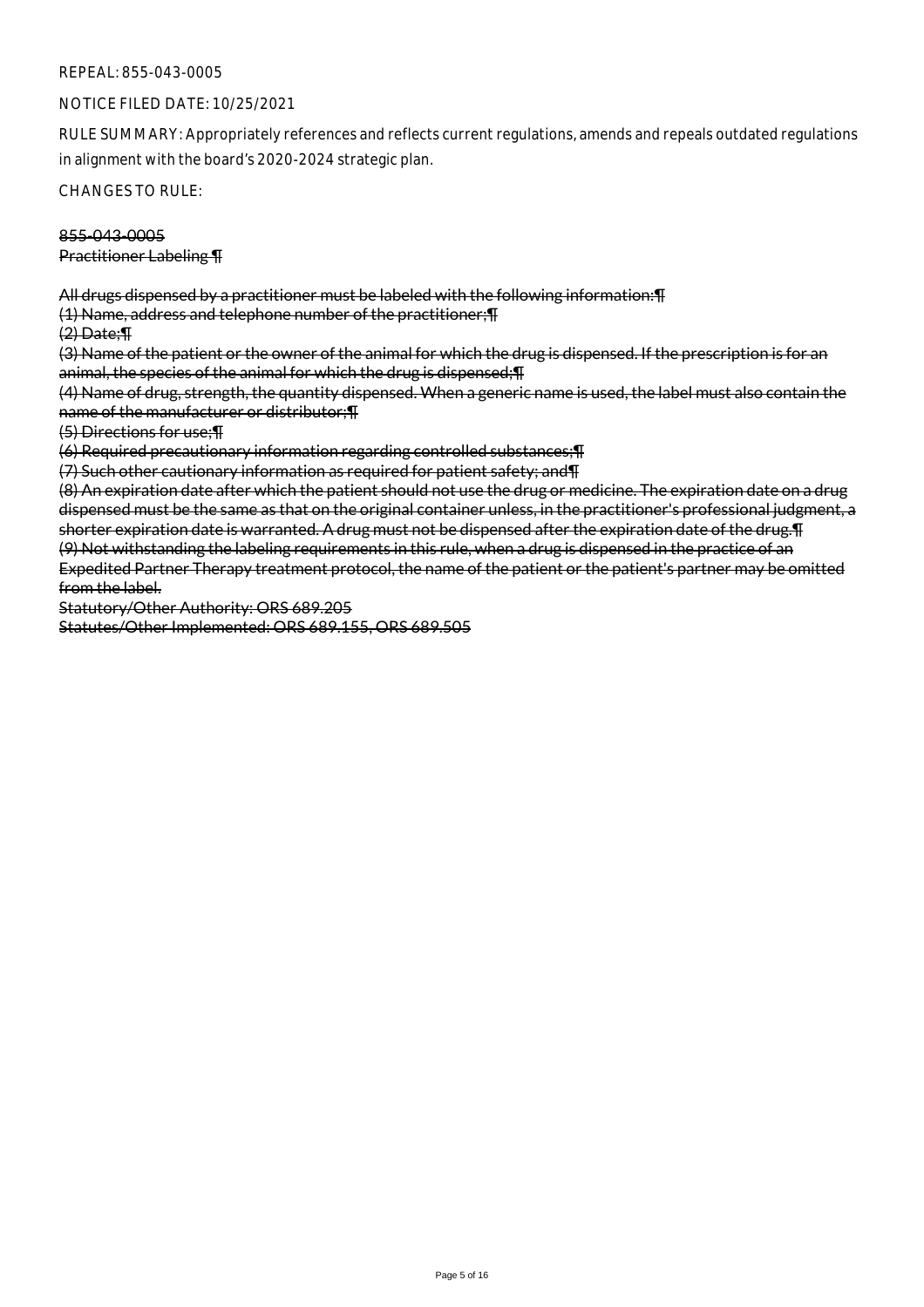REPEAL: 855-043-0005

NOTICE FILED DATE: 10/25/2021

RULE SUMMARY: Appropriately references and reflects current regulations, amends and repeals outdated regulations in alignment with the board's 2020-2024 strategic plan.

CHANGES TO RULE:

~~855-043-0005~~
~~Practitioner Labeling ¶~~

~~All drugs dispensed by a practitioner must be labeled with the following information:¶~~
~~(1) Name, address and telephone number of the practitioner;¶~~
~~(2) Date;¶~~
~~(3) Name of the patient or the owner of the animal for which the drug is dispensed. If the prescription is for an animal, the species of the animal for which the drug is dispensed;¶~~
~~(4) Name of drug, strength, the quantity dispensed. When a generic name is used, the label must also contain the name of the manufacturer or distributor;¶~~
~~(5) Directions for use;¶~~
~~(6) Required precautionary information regarding controlled substances;¶~~
~~(7) Such other cautionary information as required for patient safety; and¶~~
~~(8) An expiration date after which the patient should not use the drug or medicine. The expiration date on a drug dispensed must be the same as that on the original container unless, in the practitioner's professional judgment, a shorter expiration date is warranted. A drug must not be dispensed after the expiration date of the drug.¶~~
~~(9) Not withstanding the labeling requirements in this rule, when a drug is dispensed in the practice of an Expedited Partner Therapy treatment protocol, the name of the patient or the patient's partner may be omitted from the label.~~
~~Statutory/Other Authority: ORS 689.205~~
~~Statutes/Other Implemented: ORS 689.155, ORS 689.505~~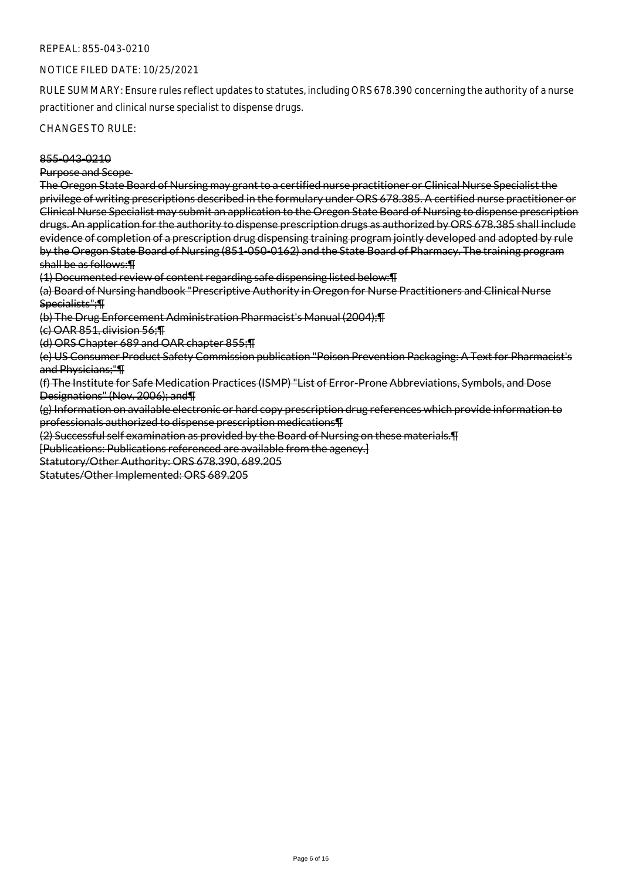REPEAL: 855-043-0210

NOTICE FILED DATE: 10/25/2021

RULE SUMMARY: Ensure rules reflect updates to statutes, including ORS 678.390 concerning the authority of a nurse practitioner and clinical nurse specialist to dispense drugs.

CHANGES TO RULE:

~~855-043-0210~~

~~Purpose and Scope~~

~~The Oregon State Board of Nursing may grant to a certified nurse practitioner or Clinical Nurse Specialist the privilege of writing prescriptions described in the formulary under ORS 678.385. A certified nurse practitioner or Clinical Nurse Specialist may submit an application to the Oregon State Board of Nursing to dispense prescription drugs. An application for the authority to dispense prescription drugs as authorized by ORS 678.385 shall include evidence of completion of a prescription drug dispensing training program jointly developed and adopted by rule by the Oregon State Board of Nursing (851-050-0162) and the State Board of Pharmacy. The training program shall be as follows:¶~~

~~(1) Documented review of content regarding safe dispensing listed below:¶~~

~~(a) Board of Nursing handbook "Prescriptive Authority in Oregon for Nurse Practitioners and Clinical Nurse Specialists";¶~~

~~(b) The Drug Enforcement Administration Pharmacist's Manual (2004);¶~~

~~(c) OAR 851, division 56;¶~~

~~(d) ORS Chapter 689 and OAR chapter 855;¶~~

~~(e) US Consumer Product Safety Commission publication "Poison Prevention Packaging: A Text for Pharmacist's and Physicians;"¶~~

~~(f) The Institute for Safe Medication Practices (ISMP) "List of Error-Prone Abbreviations, Symbols, and Dose Designations" (Nov. 2006); and¶~~

~~(g) Information on available electronic or hard copy prescription drug references which provide information to professionals authorized to dispense prescription medications¶~~

~~(2) Successful self examination as provided by the Board of Nursing on these materials.¶~~

~~[Publications: Publications referenced are available from the agency.]~~

~~Statutory/Other Authority: ORS 678.390, 689.205~~

~~Statutes/Other Implemented: ORS 689.205~~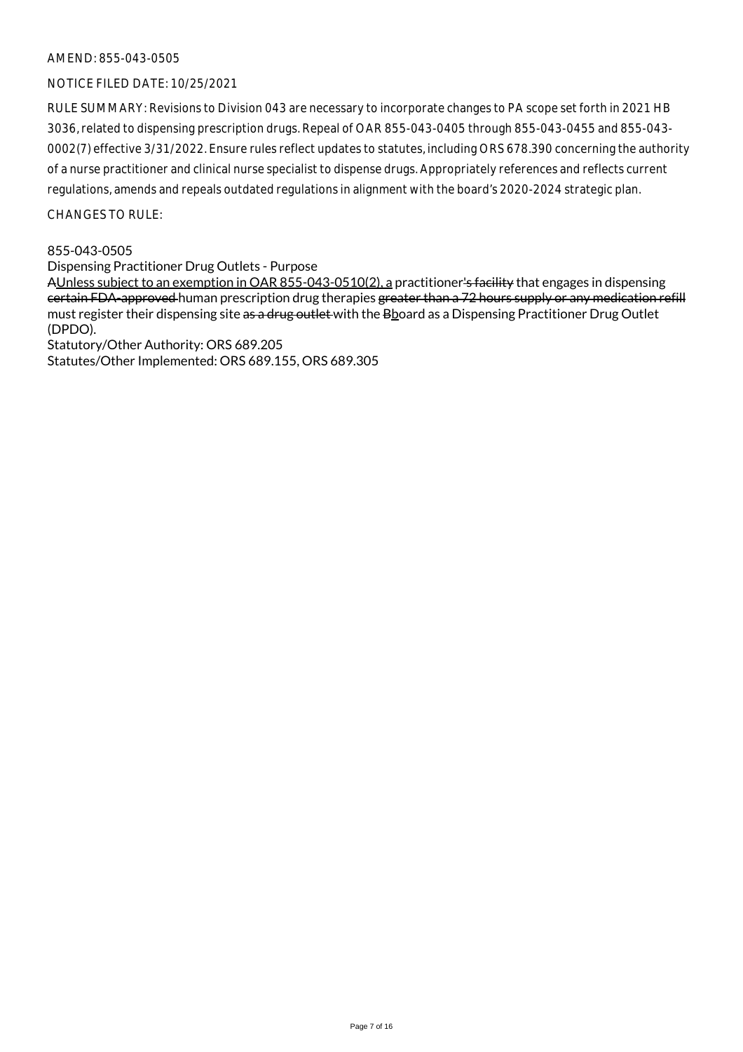AMEND: 855-043-0505

NOTICE FILED DATE: 10/25/2021

RULE SUMMARY: Revisions to Division 043 are necessary to incorporate changes to PA scope set forth in 2021 HB 3036, related to dispensing prescription drugs. Repeal of OAR 855-043-0405 through 855-043-0455 and 855-043-0002(7) effective 3/31/2022. Ensure rules reflect updates to statutes, including ORS 678.390 concerning the authority of a nurse practitioner and clinical nurse specialist to dispense drugs. Appropriately references and reflects current regulations, amends and repeals outdated regulations in alignment with the board's 2020-2024 strategic plan.

CHANGES TO RULE:

855-043-0505
Dispensing Practitioner Drug Outlets - Purpose
~~A~~<u>Unless subject to an exemption in OAR 855-043-0510(2), a</u> practitioner~~'s facility~~ that engages in dispensing ~~certain FDA-approved~~ human prescription drug therapies ~~greater than a 72 hours supply or any medication refill~~ must register their dispensing site ~~as a drug outlet~~ with the ~~B~~<u>b</u>oard as a Dispensing Practitioner Drug Outlet (DPDO).
Statutory/Other Authority: ORS 689.205
Statutes/Other Implemented: ORS 689.155, ORS 689.305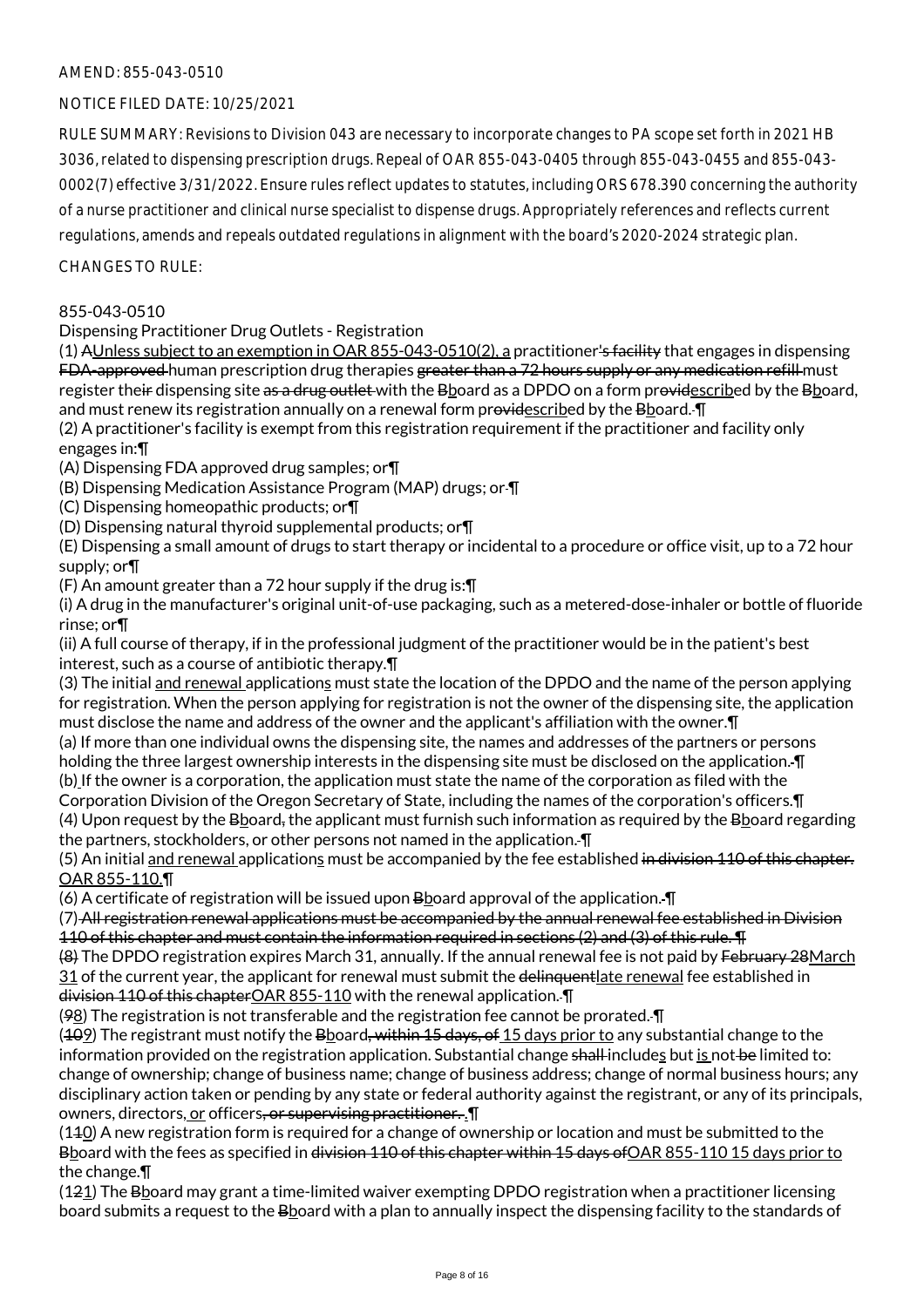AMEND: 855-043-0510

NOTICE FILED DATE: 10/25/2021

RULE SUMMARY: Revisions to Division 043 are necessary to incorporate changes to PA scope set forth in 2021 HB 3036, related to dispensing prescription drugs. Repeal of OAR 855-043-0405 through 855-043-0455 and 855-043-0002(7) effective 3/31/2022. Ensure rules reflect updates to statutes, including ORS 678.390 concerning the authority of a nurse practitioner and clinical nurse specialist to dispense drugs. Appropriately references and reflects current regulations, amends and repeals outdated regulations in alignment with the board's 2020-2024 strategic plan.

CHANGES TO RULE:

855-043-0510

Dispensing Practitioner Drug Outlets - Registration

(1) AUnless subject to an exemption in OAR 855-043-0510(2), a practitioner's facility that engages in dispensing FDA-approved human prescription drug therapies greater than a 72 hours supply or any medication refill must register their dispensing site as a drug outlet with the Bboard as a DPDO on a form providescribed by the Bboard, and must renew its registration annually on a renewal form providescribed by the Bboard. ¶

(2) A practitioner's facility is exempt from this registration requirement if the practitioner and facility only engages in:¶

(A) Dispensing FDA approved drug samples; or¶

(B) Dispensing Medication Assistance Program (MAP) drugs; or ¶

(C) Dispensing homeopathic products; or¶

(D) Dispensing natural thyroid supplemental products; or¶

(E) Dispensing a small amount of drugs to start therapy or incidental to a procedure or office visit, up to a 72 hour supply; or¶

(F) An amount greater than a 72 hour supply if the drug is:¶

(i) A drug in the manufacturer's original unit-of-use packaging, such as a metered-dose-inhaler or bottle of fluoride rinse; or¶

(ii) A full course of therapy, if in the professional judgment of the practitioner would be in the patient's best interest, such as a course of antibiotic therapy.¶

(3) The initial and renewal applications must state the location of the DPDO and the name of the person applying for registration. When the person applying for registration is not the owner of the dispensing site, the application must disclose the name and address of the owner and the applicant's affiliation with the owner.¶

(a) If more than one individual owns the dispensing site, the names and addresses of the partners or persons holding the three largest ownership interests in the dispensing site must be disclosed on the application. ¶

(b) If the owner is a corporation, the application must state the name of the corporation as filed with the Corporation Division of the Oregon Secretary of State, including the names of the corporation's officers.¶

(4) Upon request by the Bboard, the applicant must furnish such information as required by the Bboard regarding the partners, stockholders, or other persons not named in the application. ¶

(5) An initial and renewal applications must be accompanied by the fee established in division 110 of this chapter. OAR 855-110.¶

(6) A certificate of registration will be issued upon Bboard approval of the application. ¶

(7) All registration renewal applications must be accompanied by the annual renewal fee established in Division 110 of this chapter and must contain the information required in sections (2) and (3) of this rule. ¶

(8) The DPDO registration expires March 31, annually. If the annual renewal fee is not paid by February 28March 31 of the current year, the applicant for renewal must submit the delinquentlate renewal fee established in division 110 of this chapterOAR 855-110 with the renewal application. ¶

(98) The registration is not transferable and the registration fee cannot be prorated. ¶

(109) The registrant must notify the Bboard, within 15 days, of 15 days prior to any substantial change to the information provided on the registration application. Substantial change shall includes but is not be limited to: change of ownership; change of business name; change of business address; change of normal business hours; any disciplinary action taken or pending by any state or federal authority against the registrant, or any of its principals, owners, directors, or officers, or supervising practitioner. .¶

(110) A new registration form is required for a change of ownership or location and must be submitted to the Bboard with the fees as specified in division 110 of this chapter within 15 days ofOAR 855-110 15 days prior to the change.¶

(121) The Bboard may grant a time-limited waiver exempting DPDO registration when a practitioner licensing board submits a request to the Bboard with a plan to annually inspect the dispensing facility to the standards of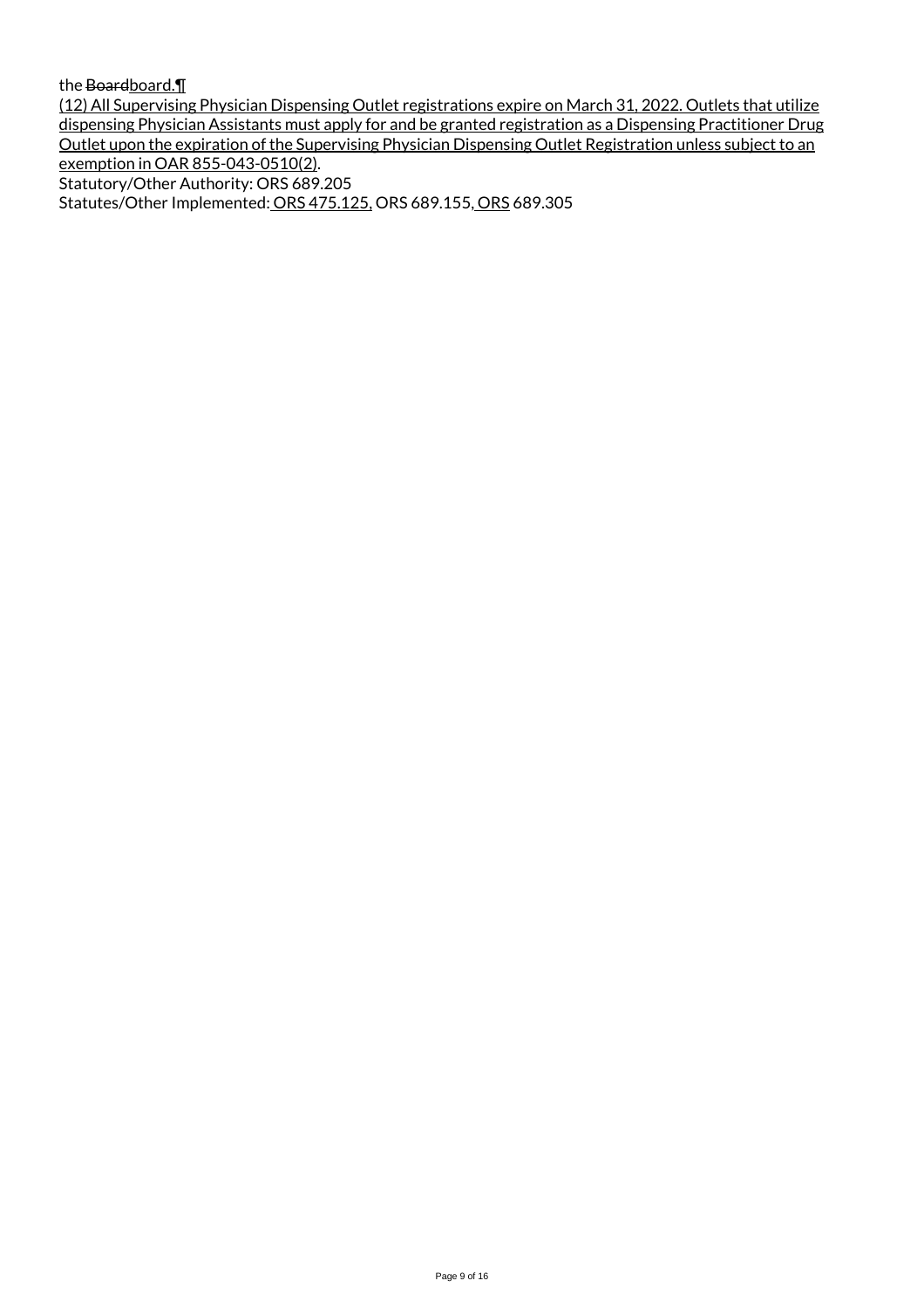the ~~Board~~board.¶

(12) All Supervising Physician Dispensing Outlet registrations expire on March 31, 2022. Outlets that utilize dispensing Physician Assistants must apply for and be granted registration as a Dispensing Practitioner Drug Outlet upon the expiration of the Supervising Physician Dispensing Outlet Registration unless subject to an exemption in OAR 855-043-0510(2).

Statutory/Other Authority: ORS 689.205

Statutes/Other Implemented: ORS 475.125, ORS 689.155, ORS 689.305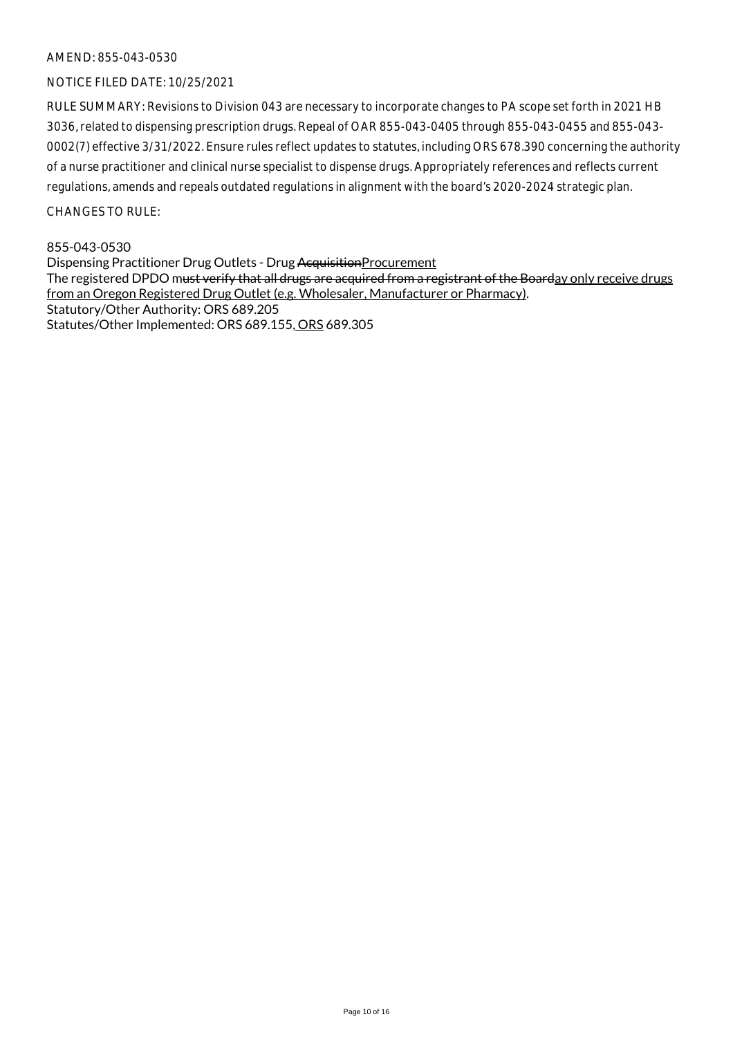AMEND: 855-043-0530

NOTICE FILED DATE: 10/25/2021

RULE SUMMARY: Revisions to Division 043 are necessary to incorporate changes to PA scope set forth in 2021 HB 3036, related to dispensing prescription drugs. Repeal of OAR 855-043-0405 through 855-043-0455 and 855-043-0002(7) effective 3/31/2022. Ensure rules reflect updates to statutes, including ORS 678.390 concerning the authority of a nurse practitioner and clinical nurse specialist to dispense drugs. Appropriately references and reflects current regulations, amends and repeals outdated regulations in alignment with the board's 2020-2024 strategic plan.

CHANGES TO RULE:

855-043-0530
Dispensing Practitioner Drug Outlets - Drug ~~Acquisition~~<u>Procurement</u>
The registered DPDO m~~ust verify that all drugs are acquired from a registrant of the Board~~<u>ay only receive drugs from an Oregon Registered Drug Outlet (e.g. Wholesaler, Manufacturer or Pharmacy)</u>.
Statutory/Other Authority: ORS 689.205
Statutes/Other Implemented: ORS 689.155<u>, ORS</u> 689.305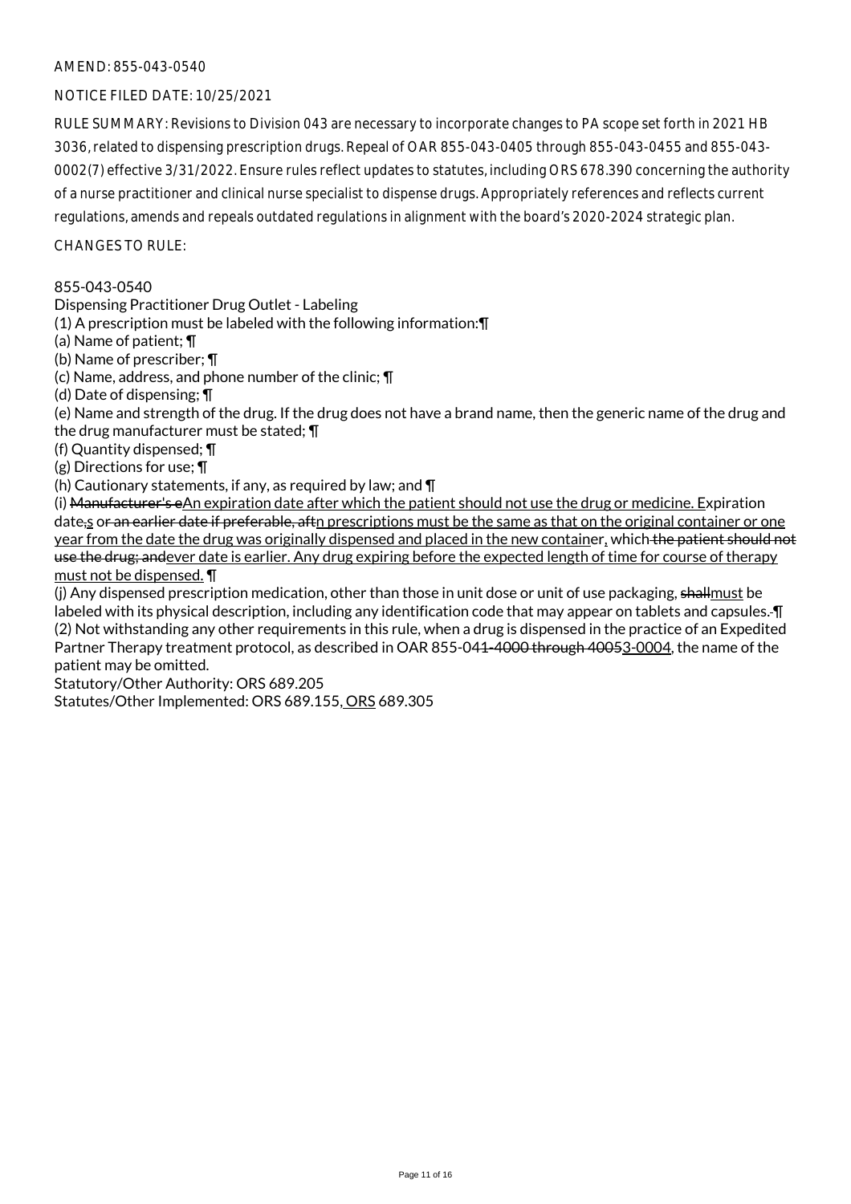AMEND: 855-043-0540

NOTICE FILED DATE: 10/25/2021

RULE SUMMARY: Revisions to Division 043 are necessary to incorporate changes to PA scope set forth in 2021 HB 3036, related to dispensing prescription drugs. Repeal of OAR 855-043-0405 through 855-043-0455 and 855-043-0002(7) effective 3/31/2022. Ensure rules reflect updates to statutes, including ORS 678.390 concerning the authority of a nurse practitioner and clinical nurse specialist to dispense drugs. Appropriately references and reflects current regulations, amends and repeals outdated regulations in alignment with the board's 2020-2024 strategic plan.

CHANGES TO RULE:

855-043-0540
Dispensing Practitioner Drug Outlet - Labeling
(1) A prescription must be labeled with the following information:¶
(a) Name of patient; ¶
(b) Name of prescriber; ¶
(c) Name, address, and phone number of the clinic; ¶
(d) Date of dispensing; ¶
(e) Name and strength of the drug. If the drug does not have a brand name, then the generic name of the drug and the drug manufacturer must be stated; ¶
(f) Quantity dispensed; ¶
(g) Directions for use; ¶
(h) Cautionary statements, if any, as required by law; and ¶
(i) ~~Manufacturer's e~~An expiration date after which the patient should not use the drug or medicine. Expiration date~~,~~s ~~or an earlier date if preferable, aft~~n prescriptions must be the same as that on the original container or one year from the date the drug was originally dispensed and placed in the new container, which ~~the patient should not use the drug; and~~ever date is earlier. Any drug expiring before the expected length of time for course of therapy must not be dispensed. ¶
(j) Any dispensed prescription medication, other than those in unit dose or unit of use packaging, ~~shall~~must be labeled with its physical description, including any identification code that may appear on tablets and capsules.~~ ~~¶
(2) Not withstanding any other requirements in this rule, when a drug is dispensed in the practice of an Expedited Partner Therapy treatment protocol, as described in OAR 855-04~~1-4000 through 4005~~3-0004, the name of the patient may be omitted.
Statutory/Other Authority: ORS 689.205
Statutes/Other Implemented: ORS 689.155, ORS 689.305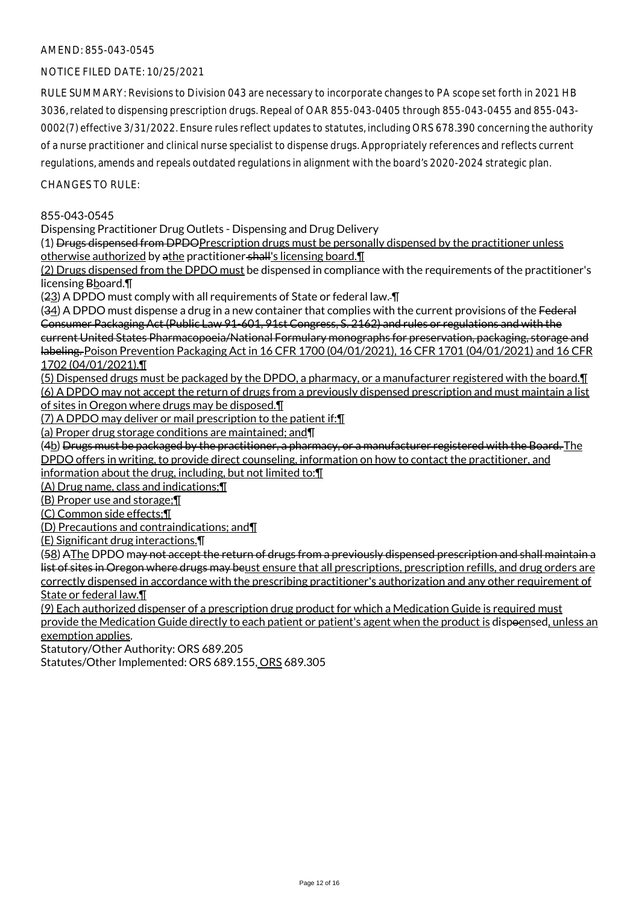AMEND: 855-043-0545

NOTICE FILED DATE: 10/25/2021

RULE SUMMARY: Revisions to Division 043 are necessary to incorporate changes to PA scope set forth in 2021 HB 3036, related to dispensing prescription drugs. Repeal of OAR 855-043-0405 through 855-043-0455 and 855-043-0002(7) effective 3/31/2022. Ensure rules reflect updates to statutes, including ORS 678.390 concerning the authority of a nurse practitioner and clinical nurse specialist to dispense drugs. Appropriately references and reflects current regulations, amends and repeals outdated regulations in alignment with the board's 2020-2024 strategic plan.

CHANGES TO RULE:

855-043-0545

Dispensing Practitioner Drug Outlets - Dispensing and Drug Delivery

(1) ~~Drugs dispensed from DPDO~~Prescription drugs must be personally dispensed by the practitioner unless otherwise authorized by ~~a~~the practitioner~~ shall~~'s licensing board.¶

(2) Drugs dispensed from the DPDO must be dispensed in compliance with the requirements of the practitioner's licensing ~~B~~board.¶

(~~2~~3) A DPDO must comply with all requirements of State or federal law.~~ ~~¶

(~~3~~4) A DPDO must dispense a drug in a new container that complies with the current provisions of the ~~Federal Consumer Packaging Act (Public Law 91-601, 91st Congress, S. 2162) and rules or regulations and with the current United States Pharmacopoeia/National Formulary monographs for preservation, packaging, storage and labeling. ~~Poison Prevention Packaging Act in 16 CFR 1700 (04/01/2021), 16 CFR 1701 (04/01/2021) and 16 CFR 1702 (04/01/2021).¶

(5) Dispensed drugs must be packaged by the DPDO, a pharmacy, or a manufacturer registered with the board.¶

(6) A DPDO may not accept the return of drugs from a previously dispensed prescription and must maintain a list of sites in Oregon where drugs may be disposed.¶

(7) A DPDO may deliver or mail prescription to the patient if:¶

(a) Proper drug storage conditions are maintained; and¶

(~~4~~b) ~~Drugs must be packaged by the practitioner, a pharmacy, or a manufacturer registered with the Board. ~~The DPDO offers in writing, to provide direct counseling, information on how to contact the practitioner, and information about the drug, including, but not limited to:¶

(A) Drug name, class and indications;¶

(B) Proper use and storage;¶

(C) Common side effects;¶

(D) Precautions and contraindications; and¶

(E) Significant drug interactions.¶

(~~5~~8) ~~A~~The DPDO m~~ay not accept the return of drugs from a previously dispensed prescription and shall maintain a list of sites in Oregon where drugs may be~~ust ensure that all prescriptions, prescription refills, and drug orders are correctly dispensed in accordance with the prescribing practitioner's authorization and any other requirement of State or federal law.¶

(9) Each authorized dispenser of a prescription drug product for which a Medication Guide is required must provide the Medication Guide directly to each patient or patient's agent when the product is disp~~o~~ensed, unless an exemption applies.

Statutory/Other Authority: ORS 689.205

Statutes/Other Implemented: ORS 689.155, ORS 689.305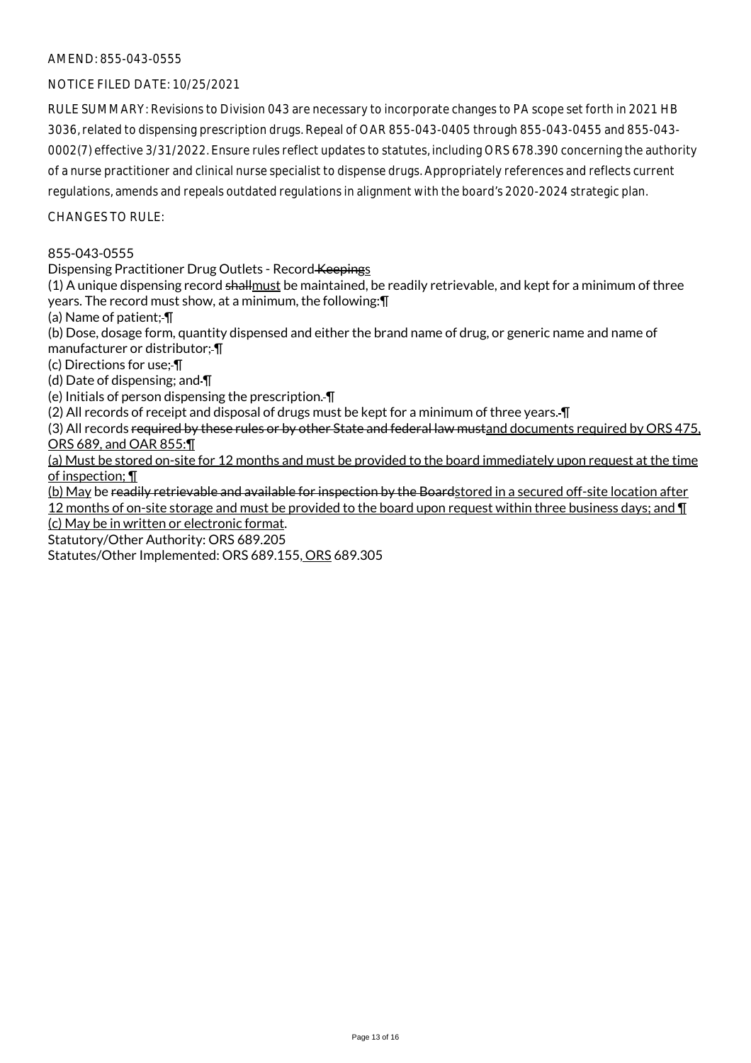AMEND: 855-043-0555

NOTICE FILED DATE: 10/25/2021

RULE SUMMARY: Revisions to Division 043 are necessary to incorporate changes to PA scope set forth in 2021 HB 3036, related to dispensing prescription drugs. Repeal of OAR 855-043-0405 through 855-043-0455 and 855-043-0002(7) effective 3/31/2022. Ensure rules reflect updates to statutes, including ORS 678.390 concerning the authority of a nurse practitioner and clinical nurse specialist to dispense drugs. Appropriately references and reflects current regulations, amends and repeals outdated regulations in alignment with the board's 2020-2024 strategic plan.

CHANGES TO RULE:

855-043-0555
Dispensing Practitioner Drug Outlets - Record ~~Keeping~~s

(1) A unique dispensing record ~~shall~~must be maintained, be readily retrievable, and kept for a minimum of three years. The record must show, at a minimum, the following:¶

(a) Name of patient;~~ ~~¶

(b) Dose, dosage form, quantity dispensed and either the brand name of drug, or generic name and name of manufacturer or distributor;~~ ~~¶

(c) Directions for use;~~ ~~¶

(d) Date of dispensing; and~~ ~~¶

(e) Initials of person dispensing the prescription.~~ ~~¶

(2) All records of receipt and disposal of drugs must be kept for a minimum of three years.~~ ~~¶

(3) All records ~~required by these rules or by other State and federal law must~~and documents required by ORS 475, ORS 689, and OAR 855:¶

(a) Must be stored on-site for 12 months and must be provided to the board immediately upon request at the time of inspection; ¶

(b) May be ~~readily retrievable and available for inspection by the Board~~stored in a secured off-site location after 12 months of on-site storage and must be provided to the board upon request within three business days; and ¶

(c) May be in written or electronic format.

Statutory/Other Authority: ORS 689.205

Statutes/Other Implemented: ORS 689.155, ORS 689.305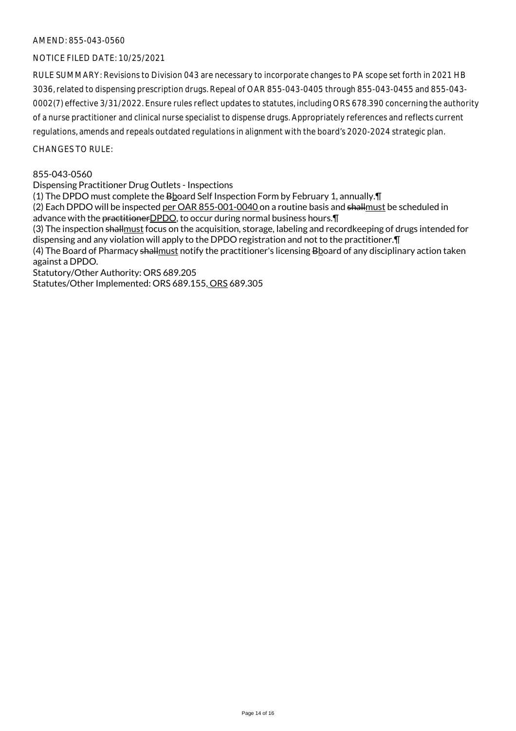AMEND: 855-043-0560

NOTICE FILED DATE: 10/25/2021

RULE SUMMARY: Revisions to Division 043 are necessary to incorporate changes to PA scope set forth in 2021 HB 3036, related to dispensing prescription drugs. Repeal of OAR 855-043-0405 through 855-043-0455 and 855-043-0002(7) effective 3/31/2022. Ensure rules reflect updates to statutes, including ORS 678.390 concerning the authority of a nurse practitioner and clinical nurse specialist to dispense drugs. Appropriately references and reflects current regulations, amends and repeals outdated regulations in alignment with the board's 2020-2024 strategic plan.

CHANGES TO RULE:

855-043-0560

Dispensing Practitioner Drug Outlets - Inspections

(1) The DPDO must complete the ~~B~~board Self Inspection Form by February 1, annually.¶

(2) Each DPDO will be inspected per OAR 855-001-0040 on a routine basis and ~~shall~~must be scheduled in advance with the ~~practitioner~~DPDO, to occur during normal business hours.¶

(3) The inspection ~~shall~~must focus on the acquisition, storage, labeling and recordkeeping of drugs intended for dispensing and any violation will apply to the DPDO registration and not to the practitioner.¶

(4) The Board of Pharmacy ~~shall~~must notify the practitioner's licensing ~~B~~board of any disciplinary action taken against a DPDO.

Statutory/Other Authority: ORS 689.205

Statutes/Other Implemented: ORS 689.155, ORS 689.305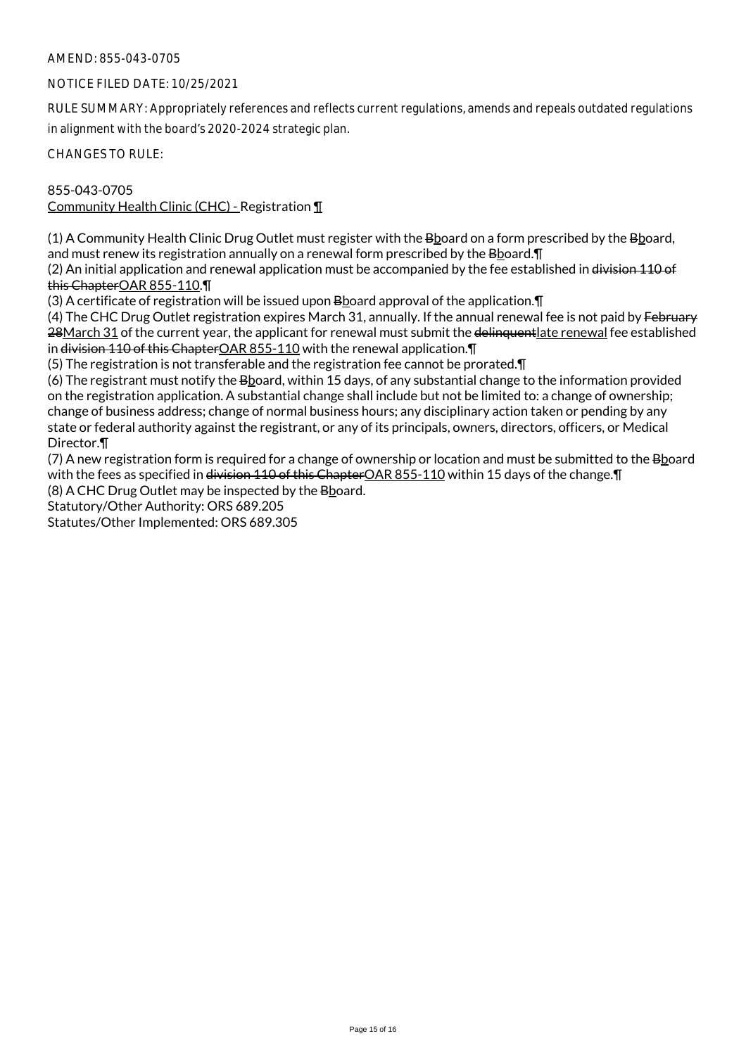AMEND: 855-043-0705

NOTICE FILED DATE: 10/25/2021

RULE SUMMARY: Appropriately references and reflects current regulations, amends and repeals outdated regulations in alignment with the board's 2020-2024 strategic plan.

CHANGES TO RULE:

855-043-0705
Community Health Clinic (CHC) - Registration ¶

(1) A Community Health Clinic Drug Outlet must register with the ~~B~~board on a form prescribed by the ~~B~~board, and must renew its registration annually on a renewal form prescribed by the ~~B~~board.¶
(2) An initial application and renewal application must be accompanied by the fee established in ~~division 110 of this Chapter~~OAR 855-110.¶
(3) A certificate of registration will be issued upon ~~B~~board approval of the application.¶
(4) The CHC Drug Outlet registration expires March 31, annually. If the annual renewal fee is not paid by ~~February 28~~March 31 of the current year, the applicant for renewal must submit the ~~delinquent~~late renewal fee established in ~~division 110 of this Chapter~~OAR 855-110 with the renewal application.¶
(5) The registration is not transferable and the registration fee cannot be prorated.¶
(6) The registrant must notify the ~~B~~board, within 15 days, of any substantial change to the information provided on the registration application. A substantial change shall include but not be limited to: a change of ownership; change of business address; change of normal business hours; any disciplinary action taken or pending by any state or federal authority against the registrant, or any of its principals, owners, directors, officers, or Medical Director.¶
(7) A new registration form is required for a change of ownership or location and must be submitted to the ~~B~~board with the fees as specified in ~~division 110 of this Chapter~~OAR 855-110 within 15 days of the change.¶
(8) A CHC Drug Outlet may be inspected by the ~~B~~board.
Statutory/Other Authority: ORS 689.205
Statutes/Other Implemented: ORS 689.305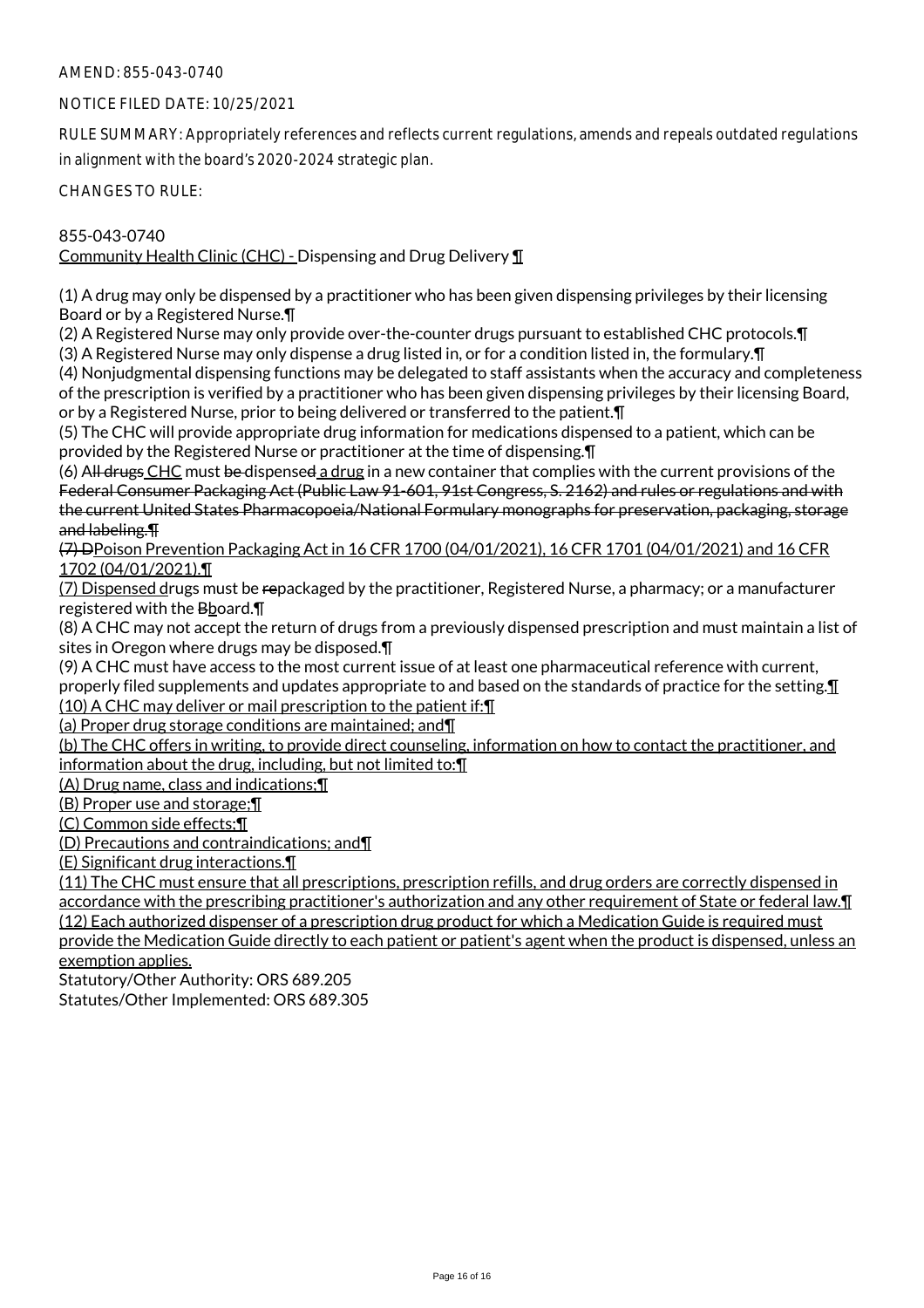AMEND: 855-043-0740

NOTICE FILED DATE: 10/25/2021

RULE SUMMARY: Appropriately references and reflects current regulations, amends and repeals outdated regulations in alignment with the board's 2020-2024 strategic plan.

CHANGES TO RULE:

855-043-0740
<u>Community Health Clinic (CHC) - </u>Dispensing and Drug Delivery ¶

(1) A drug may only be dispensed by a practitioner who has been given dispensing privileges by their licensing Board or by a Registered Nurse.¶
(2) A Registered Nurse may only provide over-the-counter drugs pursuant to established CHC protocols.¶
(3) A Registered Nurse may only dispense a drug listed in, or for a condition listed in, the formulary.¶
(4) Nonjudgmental dispensing functions may be delegated to staff assistants when the accuracy and completeness of the prescription is verified by a practitioner who has been given dispensing privileges by their licensing Board, or by a Registered Nurse, prior to being delivered or transferred to the patient.¶
(5) The CHC will provide appropriate drug information for medications dispensed to a patient, which can be provided by the Registered Nurse or practitioner at the time of dispensing.¶
(6) ~~All drugs~~ <u>CHC</u> must ~~be~~ dispense<u>d</u> <u>a drug</u> in a new container that complies with the current provisions of the ~~Federal Consumer Packaging Act (Public Law 91-601, 91st Congress, S. 2162) and rules or regulations and with the current United States Pharmacopoeia/National Formulary monographs for preservation, packaging, storage and labeling.¶~~
~~(7) D~~<u>Poison Prevention Packaging Act in 16 CFR 1700 (04/01/2021), 16 CFR 1701 (04/01/2021) and 16 CFR 1702 (04/01/2021).¶</u>
<u>(7) Dispensed d</u>rugs must be ~~re~~packaged by the practitioner, Registered Nurse, a pharmacy; or a manufacturer registered with the ~~B~~<u>b</u>oard.¶
(8) A CHC may not accept the return of drugs from a previously dispensed prescription and must maintain a list of sites in Oregon where drugs may be disposed.¶
(9) A CHC must have access to the most current issue of at least one pharmaceutical reference with current, properly filed supplements and updates appropriate to and based on the standards of practice for the setting.<u>¶</u>
<u>(10) A CHC may deliver or mail prescription to the patient if:¶</u>
<u>(a) Proper drug storage conditions are maintained; and¶</u>
<u>(b) The CHC offers in writing, to provide direct counseling, information on how to contact the practitioner, and information about the drug, including, but not limited to:¶</u>
<u>(A) Drug name, class and indications;¶</u>
<u>(B) Proper use and storage;¶</u>
<u>(C) Common side effects;¶</u>
<u>(D) Precautions and contraindications; and¶</u>
<u>(E) Significant drug interactions.¶</u>
<u>(11) The CHC must ensure that all prescriptions, prescription refills, and drug orders are correctly dispensed in accordance with the prescribing practitioner's authorization and any other requirement of State or federal law.¶</u>
<u>(12) Each authorized dispenser of a prescription drug product for which a Medication Guide is required must provide the Medication Guide directly to each patient or patient's agent when the product is dispensed, unless an exemption applies.</u>
Statutory/Other Authority: ORS 689.205
Statutes/Other Implemented: ORS 689.305